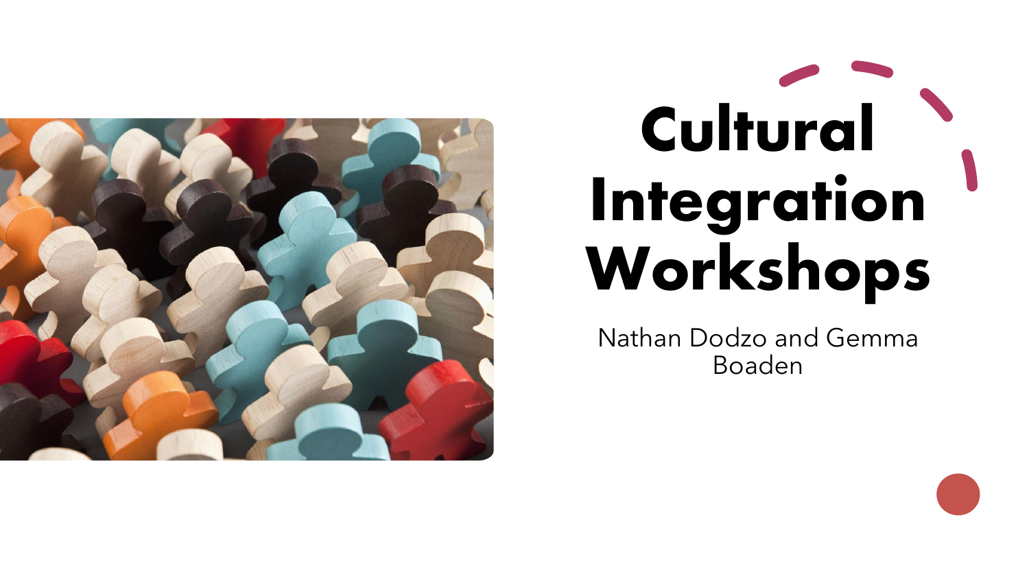# Cultural Integration Workshops

Nathan Dodzo and Gemma Boaden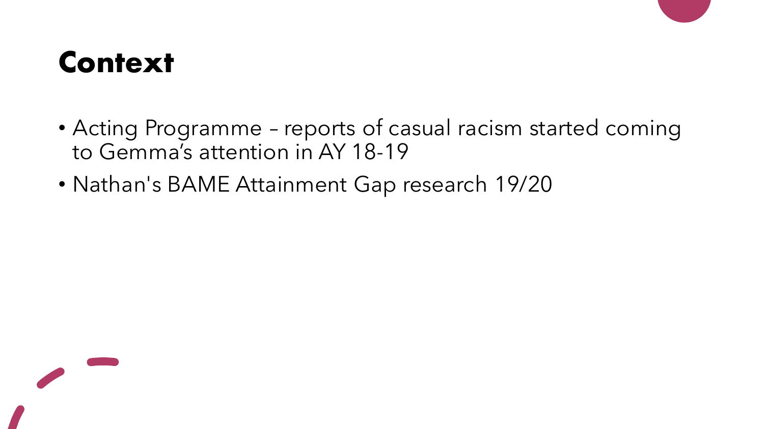# Context

- Acting Programme – reports of casual racism started coming to Gemma's attention in AY 18-19
- Nathan's BAME Attainment Gap research 19/20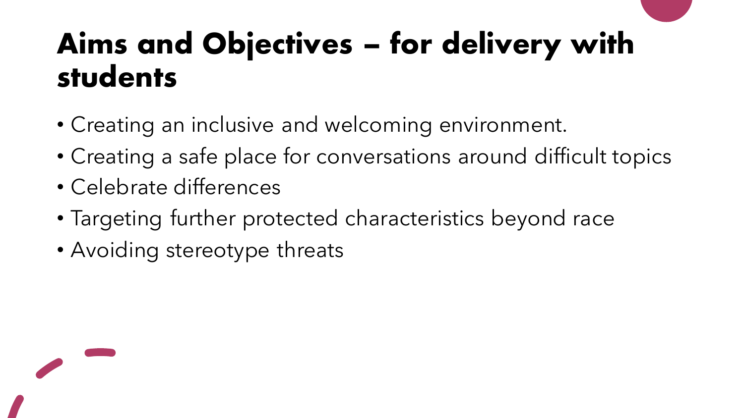# Aims and Objectives – for delivery with students

- Creating an inclusive and welcoming environment.
- Creating a safe place for conversations around difficult topics
- Celebrate differences
- Targeting further protected characteristics beyond race
- Avoiding stereotype threats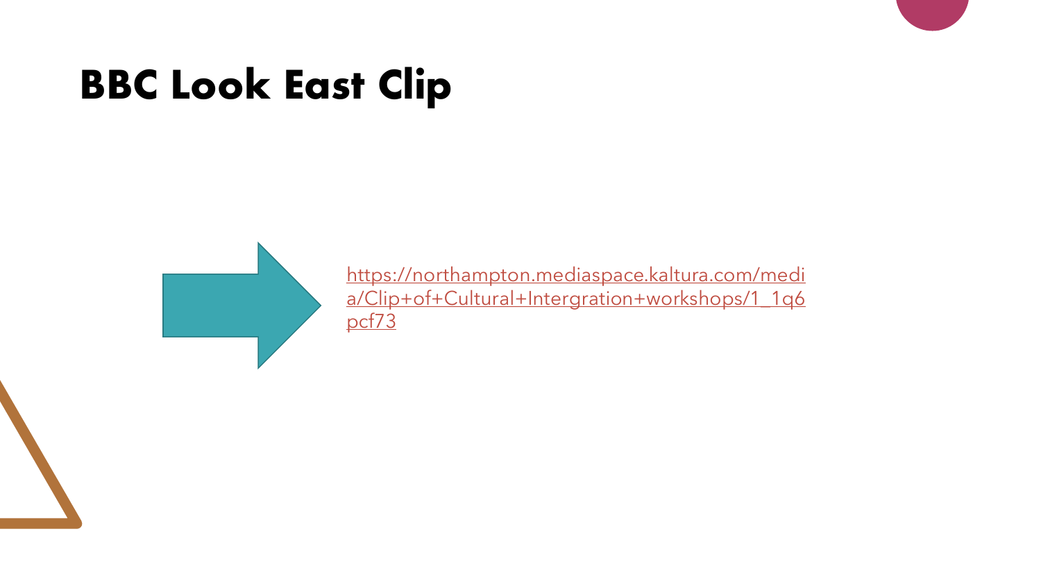# BBC Look East Clip

https://northampton.mediaspace.kaltura.com/media/Clip+of+Cultural+Intergration+workshops/1_1q6pcf73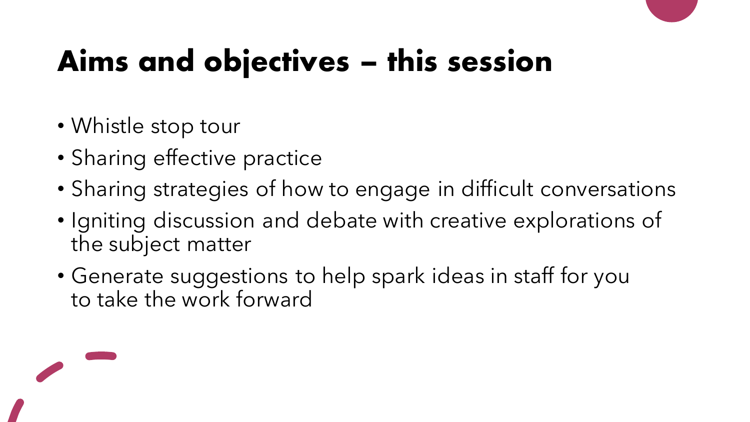# Aims and objectives – this session

- Whistle stop tour
- Sharing effective practice
- Sharing strategies of how to engage in difficult conversations
- Igniting discussion and debate with creative explorations of the subject matter
- Generate suggestions to help spark ideas in staff for you to take the work forward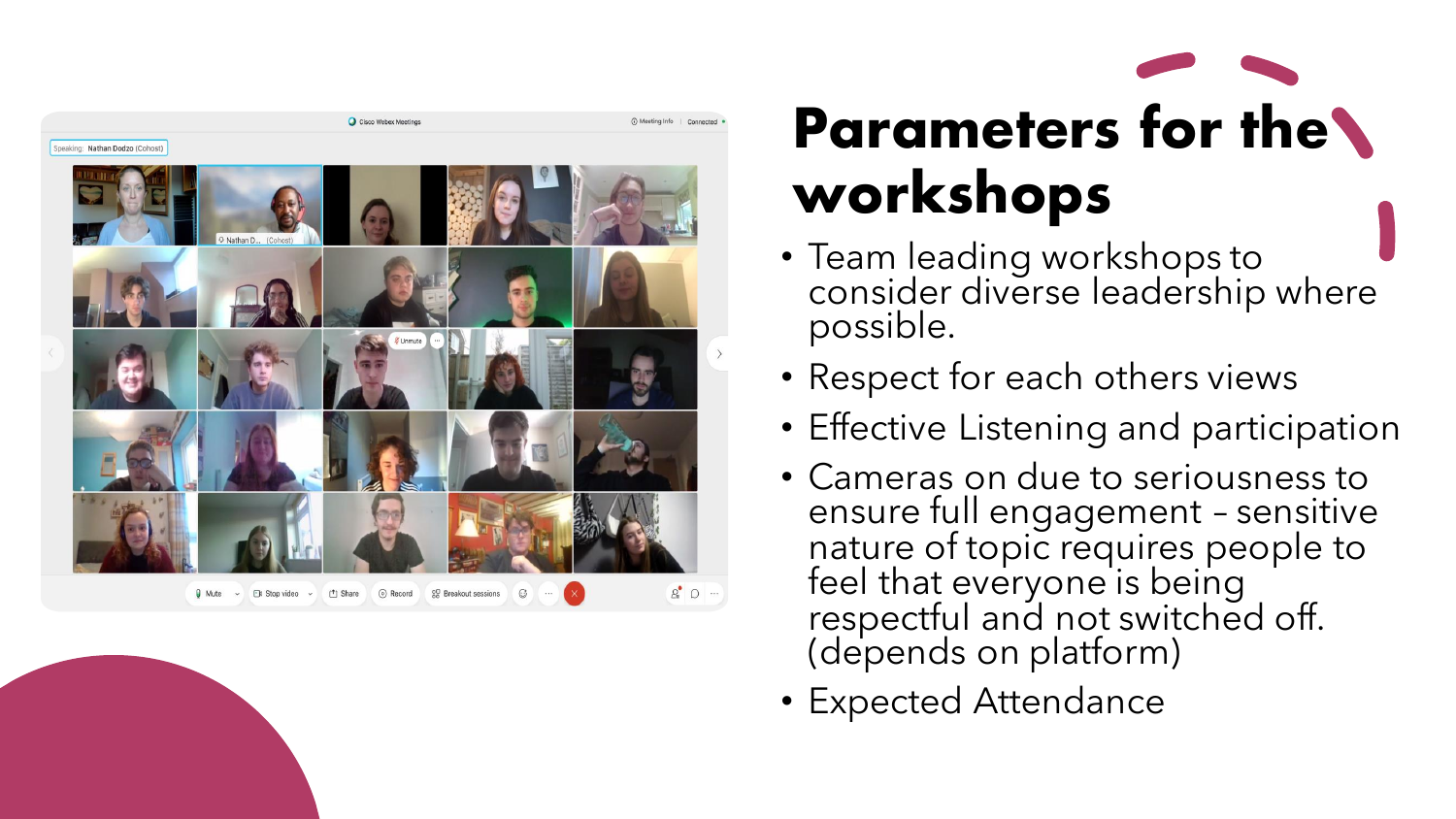# Parameters for the workshops

- Team leading workshops to consider diverse leadership where possible.
- Respect for each others views
- Effective Listening and participation
- Cameras on due to seriousness to ensure full engagement – sensitive nature of topic requires people to feel that everyone is being respectful and not switched off. (depends on platform)
- Expected Attendance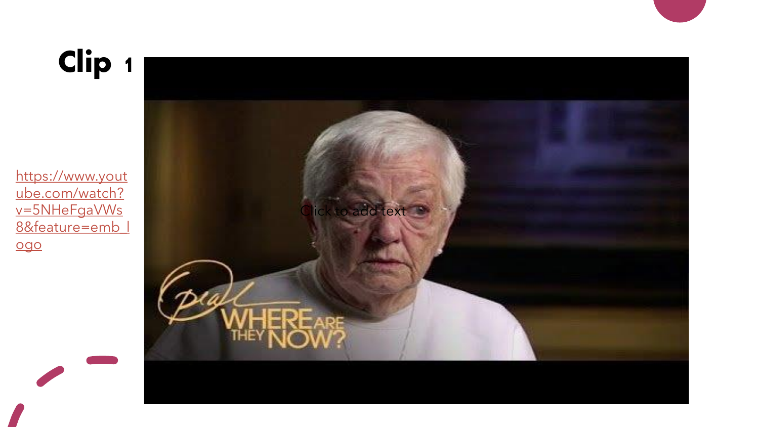# Clip 1

https://www.youtube.com/watch?v=5NHeFgaVWs8&feature=emb_logo

Click to add text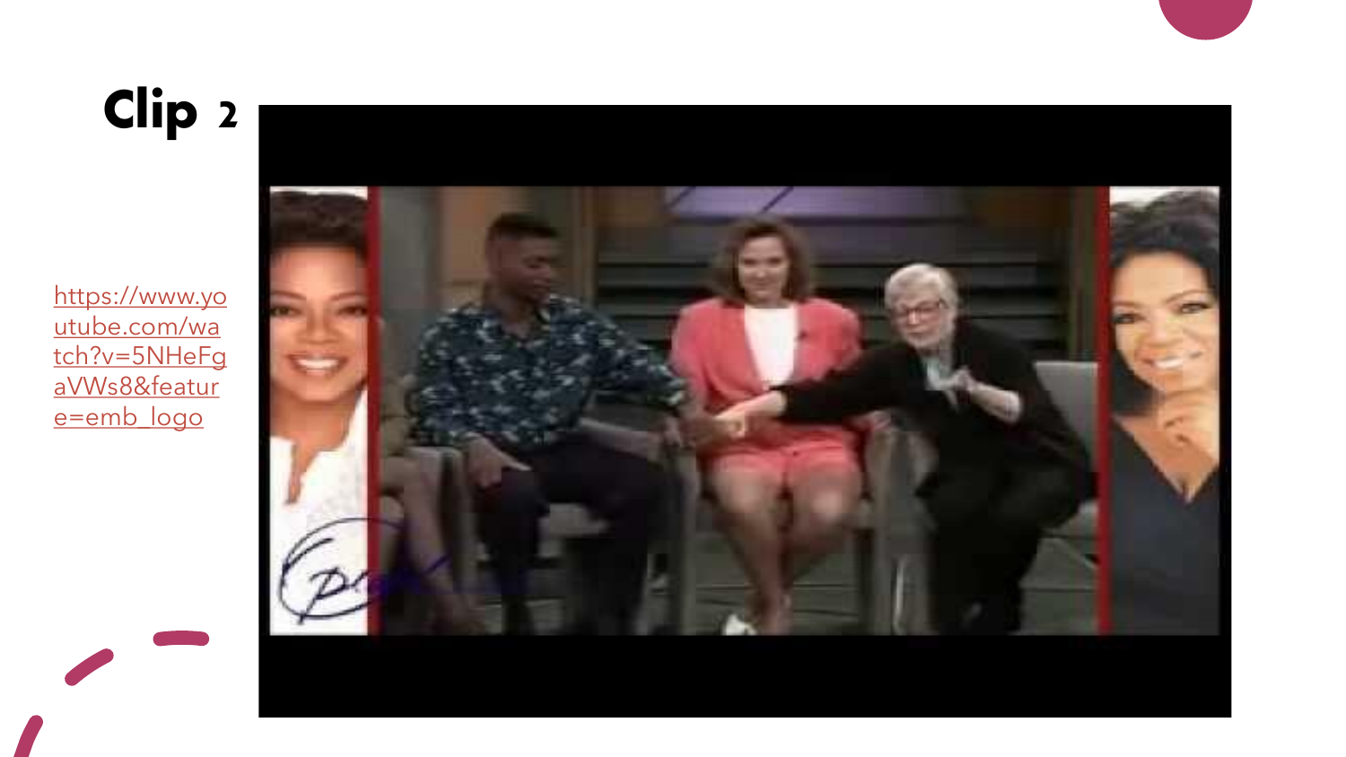# Clip 2

https://www.youtube.com/watch?v=5NHeFgaVWs8&feature=emb_logo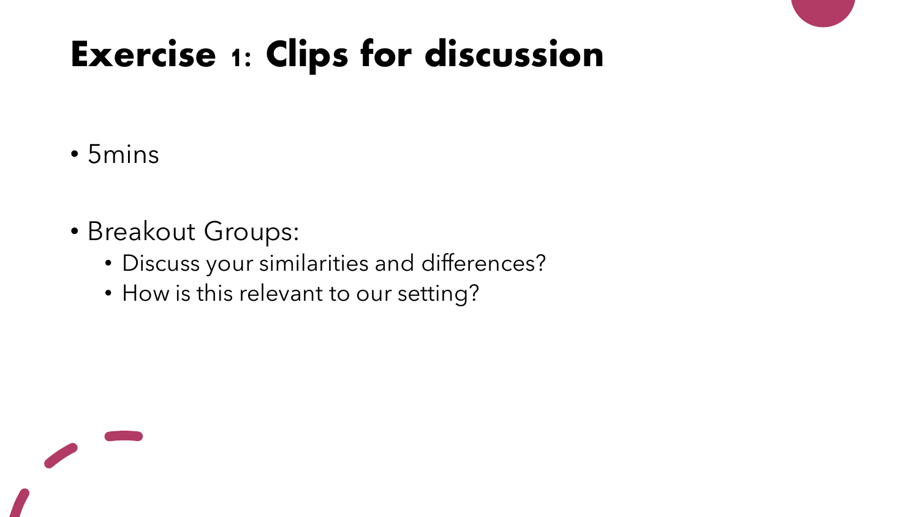# Exercise 1: Clips for discussion

- 5mins
- Breakout Groups:
  - Discuss your similarities and differences?
  - How is this relevant to our setting?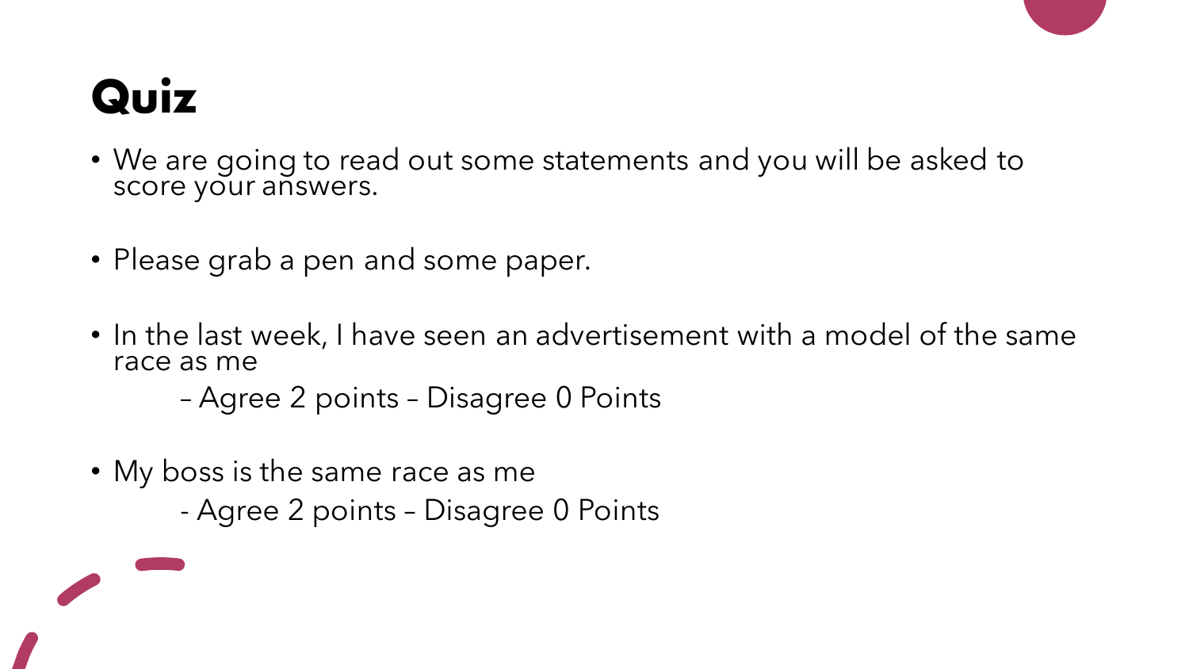# Quiz

- We are going to read out some statements and you will be asked to score your answers.

- Please grab a pen and some paper.

- In the last week, I have seen an advertisement with a model of the same race as me

  – Agree 2 points – Disagree 0 Points

- My boss is the same race as me

  - Agree 2 points – Disagree 0 Points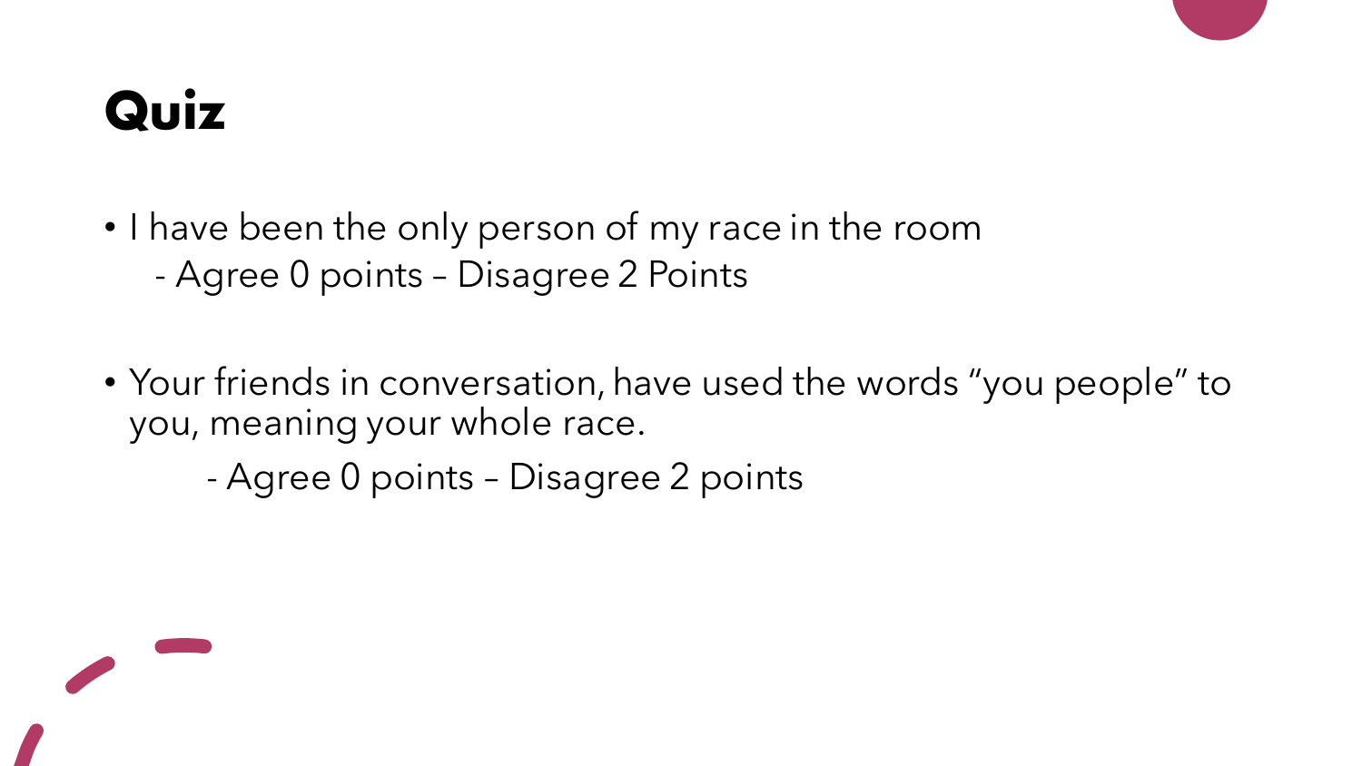# Quiz

- I have been the only person of my race in the room
  - Agree 0 points – Disagree 2 Points
- Your friends in conversation, have used the words "you people" to you, meaning your whole race.
  - Agree 0 points – Disagree 2 points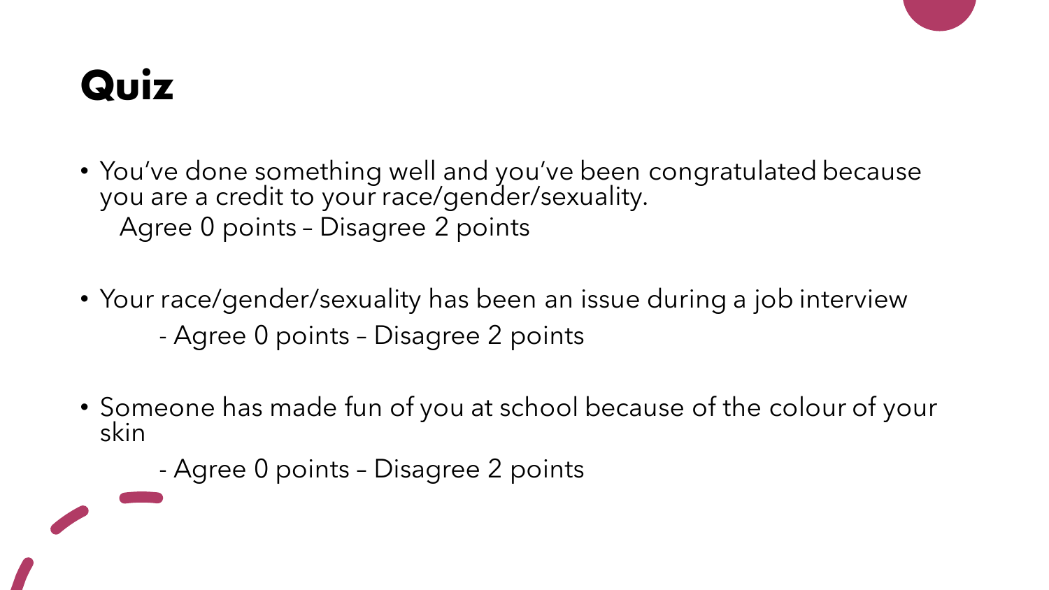# Quiz

- You've done something well and you've been congratulated because you are a credit to your race/gender/sexuality.
  Agree 0 points – Disagree 2 points

- Your race/gender/sexuality has been an issue during a job interview
  - Agree 0 points – Disagree 2 points

- Someone has made fun of you at school because of the colour of your skin
  - Agree 0 points – Disagree 2 points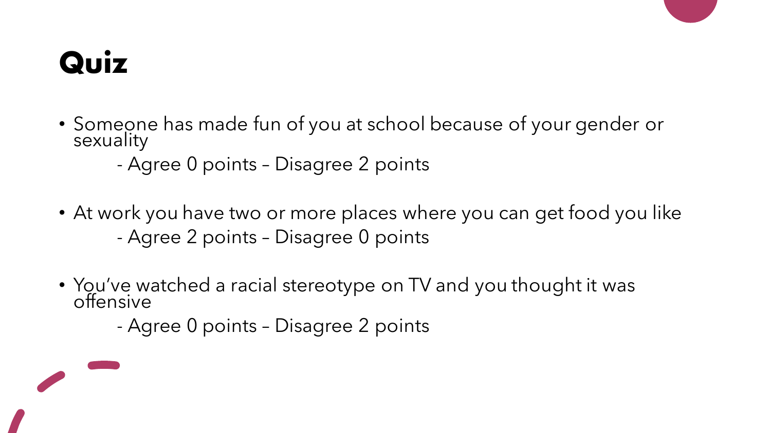# Quiz

- Someone has made fun of you at school because of your gender or sexuality
  - Agree 0 points – Disagree 2 points
- At work you have two or more places where you can get food you like
  - Agree 2 points – Disagree 0 points
- You've watched a racial stereotype on TV and you thought it was offensive
  - Agree 0 points – Disagree 2 points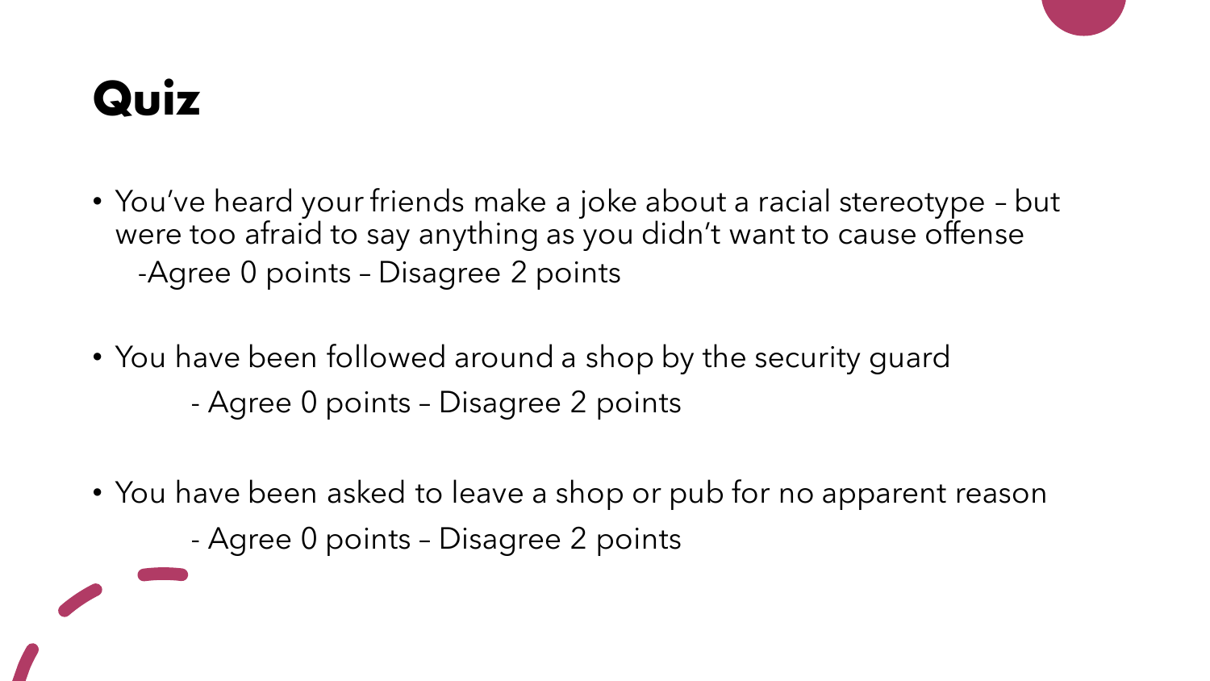# Quiz

- You've heard your friends make a joke about a racial stereotype – but were too afraid to say anything as you didn't want to cause offense
  - Agree 0 points – Disagree 2 points

- You have been followed around a shop by the security guard
  - Agree 0 points – Disagree 2 points

- You have been asked to leave a shop or pub for no apparent reason
  - Agree 0 points – Disagree 2 points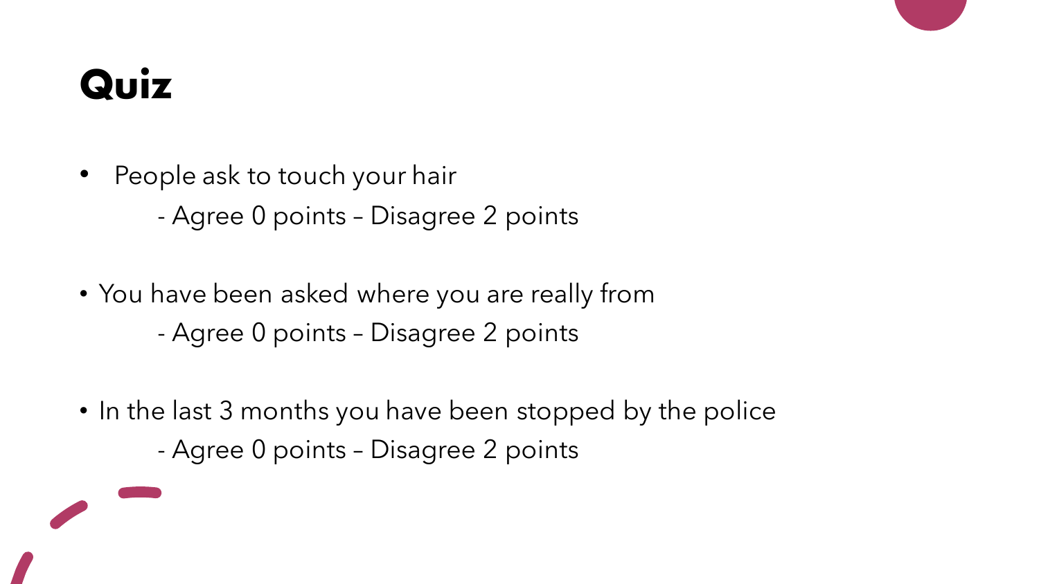# Quiz

- People ask to touch your hair
  - Agree 0 points – Disagree 2 points
- You have been asked where you are really from
  - Agree 0 points – Disagree 2 points
- In the last 3 months you have been stopped by the police
  - Agree 0 points – Disagree 2 points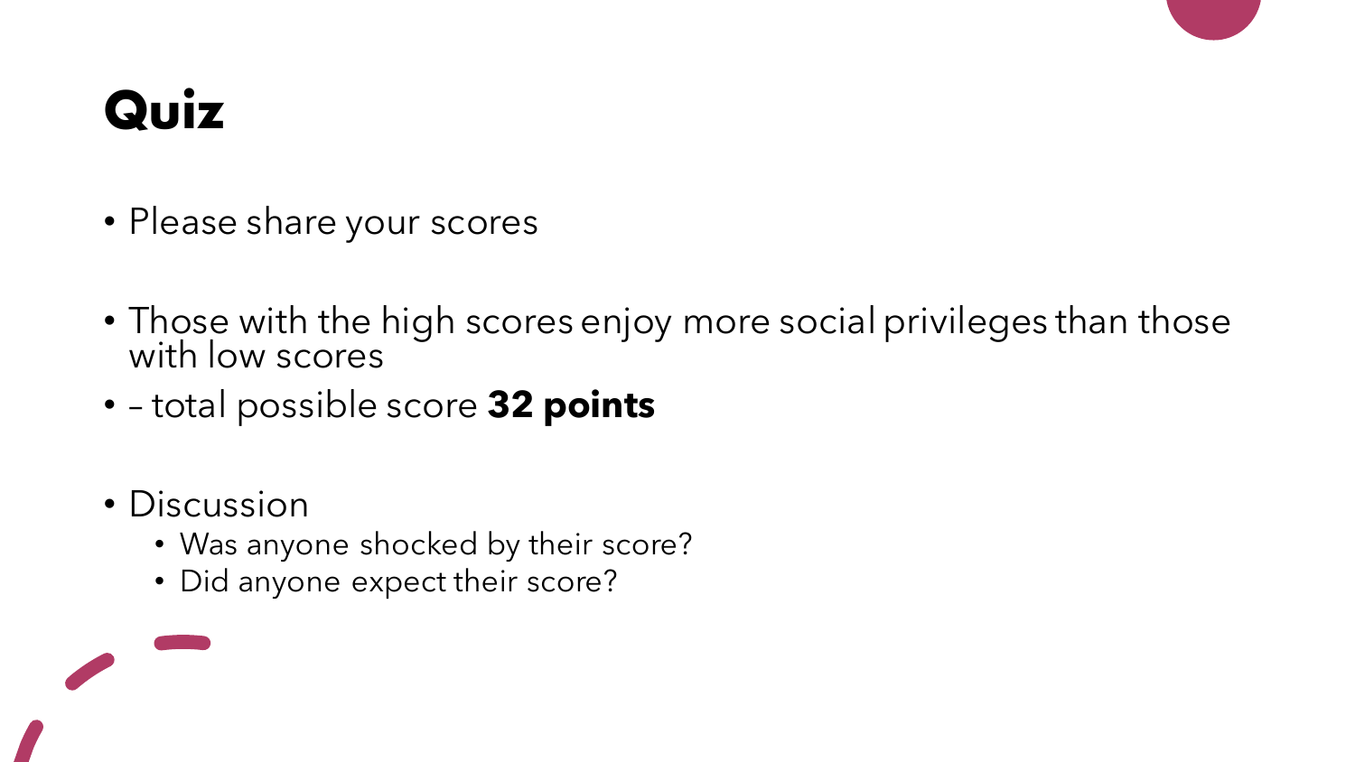# Quiz

- Please share your scores

- Those with the high scores enjoy more social privileges than those with low scores
- – total possible score **32 points**

- Discussion
  - Was anyone shocked by their score?
  - Did anyone expect their score?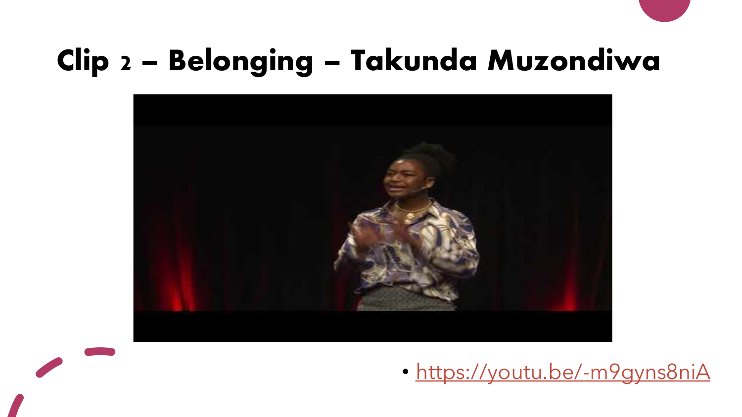# Clip 2 – Belonging – Takunda Muzondiwa

- https://youtu.be/-m9gyns8niA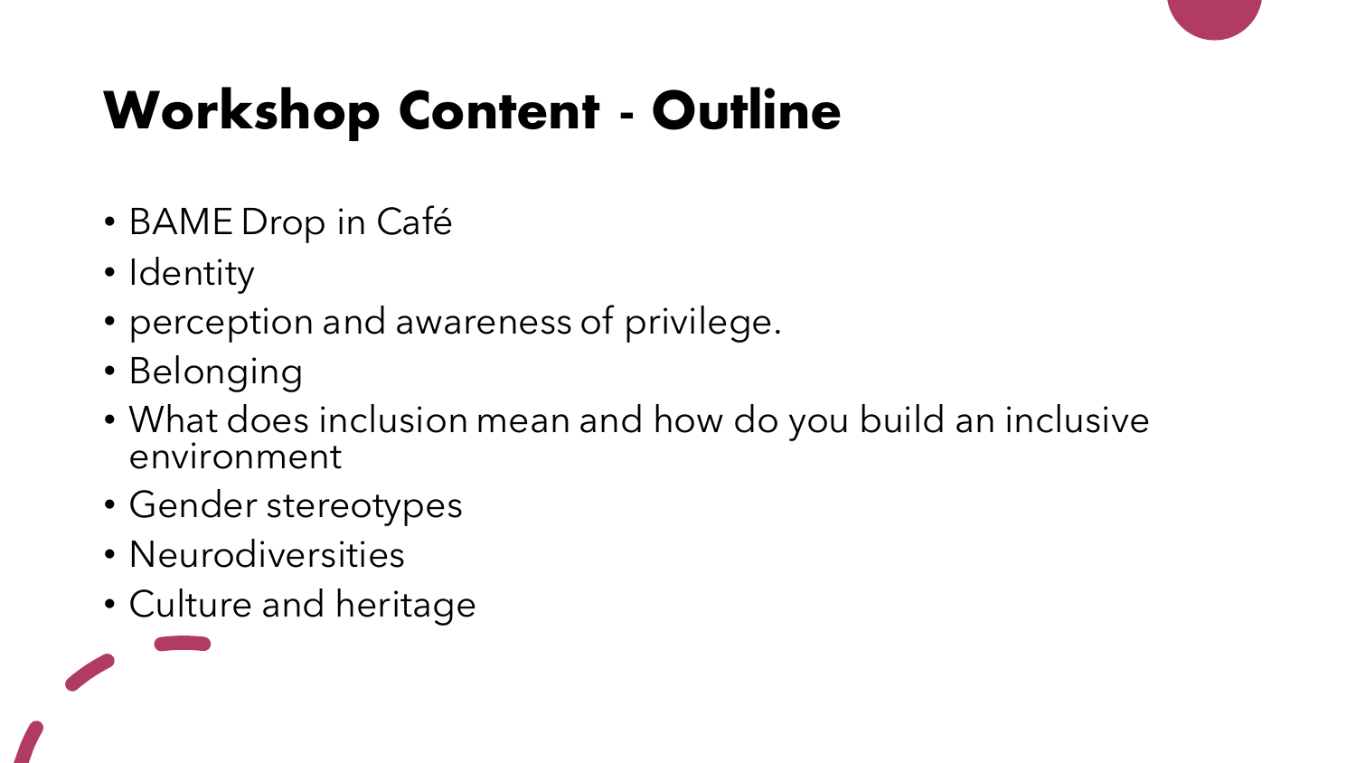# Workshop Content - Outline

- BAME Drop in Café
- Identity
- perception and awareness of privilege.
- Belonging
- What does inclusion mean and how do you build an inclusive environment
- Gender stereotypes
- Neurodiversities
- Culture and heritage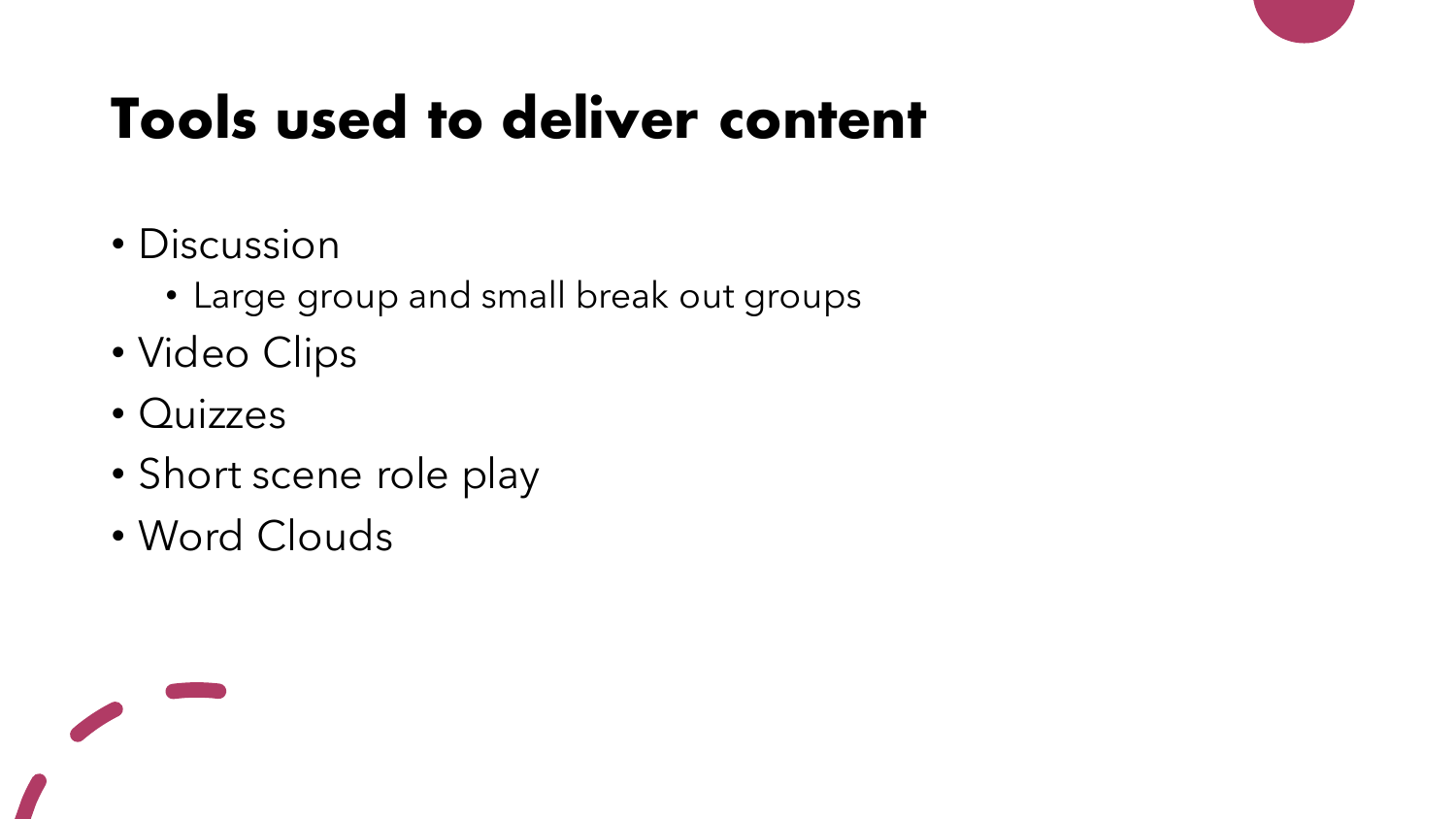# Tools used to deliver content

- Discussion
  - Large group and small break out groups
- Video Clips
- Quizzes
- Short scene role play
- Word Clouds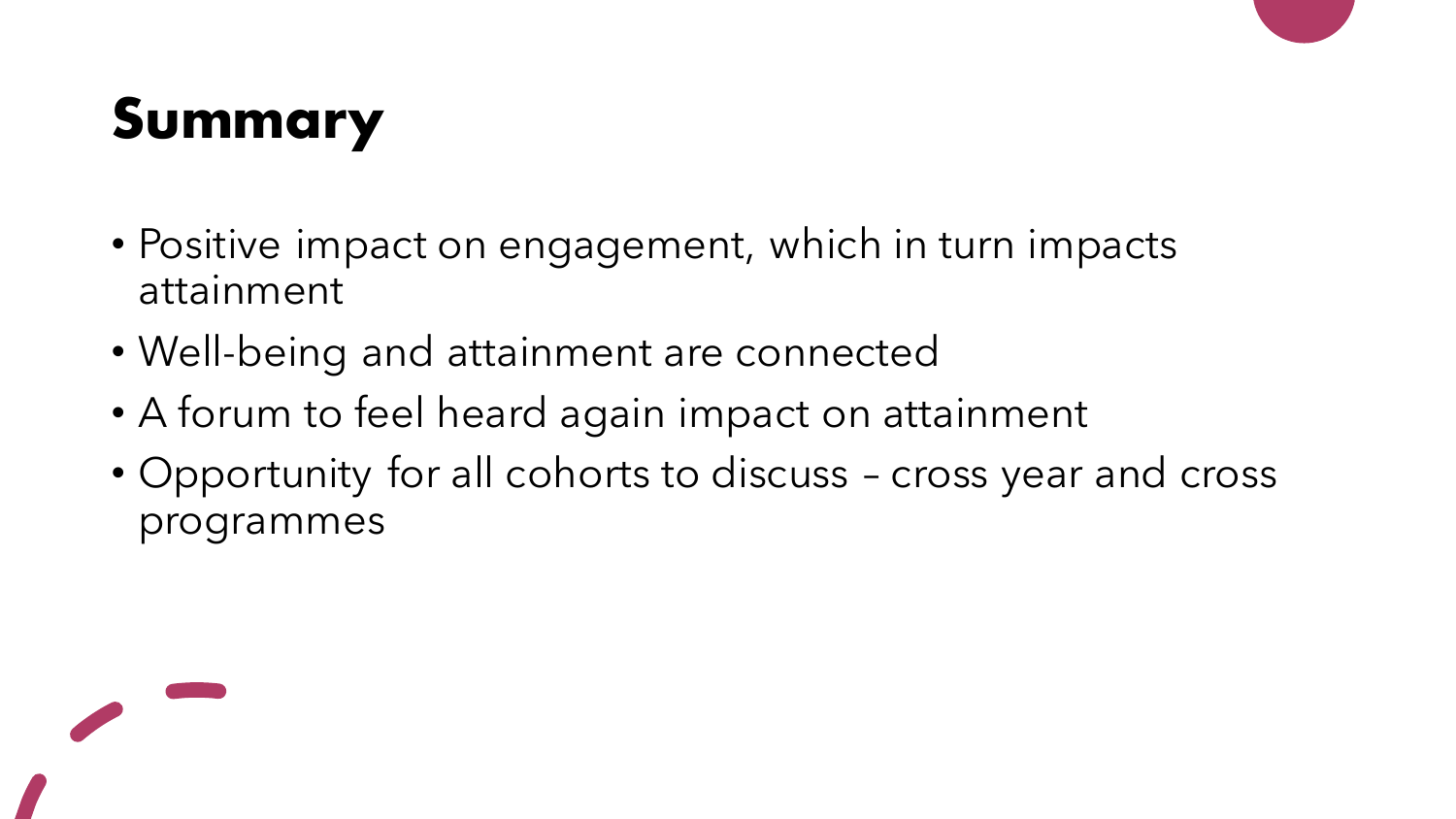# Summary

- Positive impact on engagement, which in turn impacts attainment
- Well-being and attainment are connected
- A forum to feel heard again impact on attainment
- Opportunity for all cohorts to discuss – cross year and cross programmes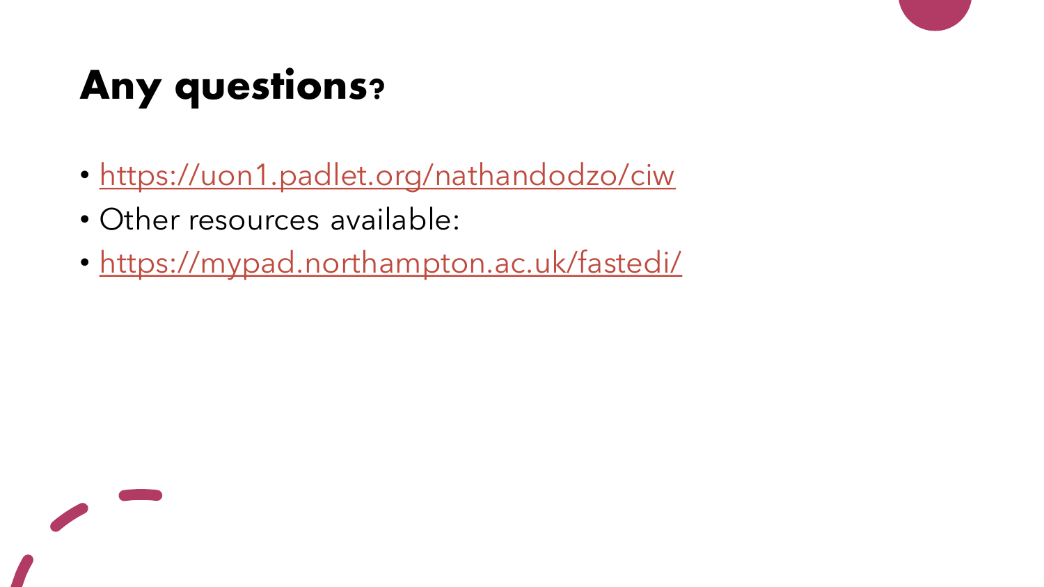# Any questions?

- https://uon1.padlet.org/nathandodzo/ciw
- Other resources available:
- https://mypad.northampton.ac.uk/fastedi/